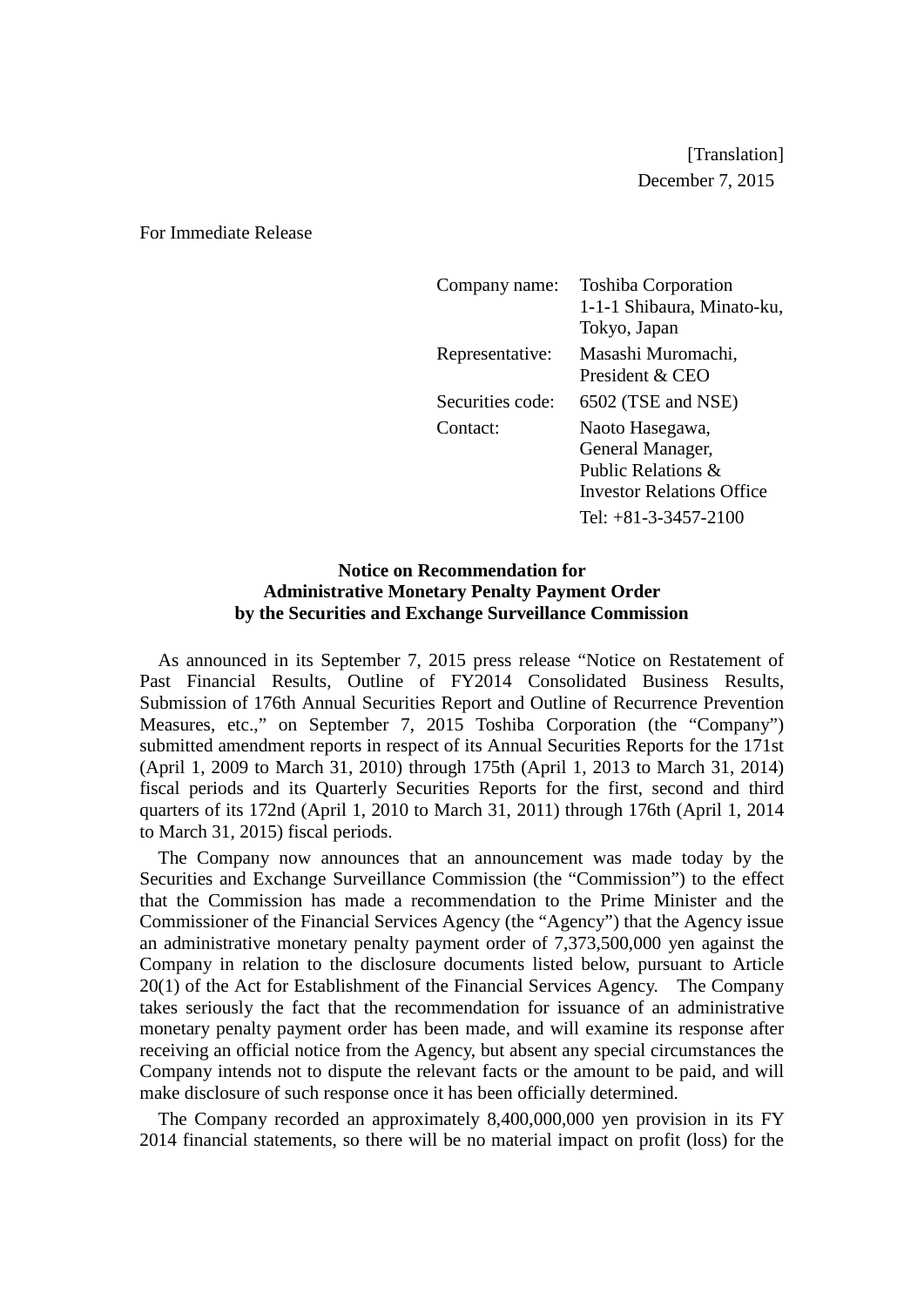[Translation]
December 7, 2015

For Immediate Release

| | |
|---|---|
| Company name: | Toshiba Corporation<br>1-1-1 Shibaura, Minato-ku, Tokyo, Japan |
| Representative: | Masashi Muromachi, President & CEO |
| Securities code: | 6502 (TSE and NSE) |
| Contact: | Naoto Hasegawa, General Manager, Public Relations & Investor Relations Office<br>Tel: +81-3-3457-2100 |

**Notice on Recommendation for Administrative Monetary Penalty Payment Order by the Securities and Exchange Surveillance Commission**

As announced in its September 7, 2015 press release "Notice on Restatement of Past Financial Results, Outline of FY2014 Consolidated Business Results, Submission of 176th Annual Securities Report and Outline of Recurrence Prevention Measures, etc.," on September 7, 2015 Toshiba Corporation (the "Company") submitted amendment reports in respect of its Annual Securities Reports for the 171st (April 1, 2009 to March 31, 2010) through 175th (April 1, 2013 to March 31, 2014) fiscal periods and its Quarterly Securities Reports for the first, second and third quarters of its 172nd (April 1, 2010 to March 31, 2011) through 176th (April 1, 2014 to March 31, 2015) fiscal periods.

The Company now announces that an announcement was made today by the Securities and Exchange Surveillance Commission (the "Commission") to the effect that the Commission has made a recommendation to the Prime Minister and the Commissioner of the Financial Services Agency (the "Agency") that the Agency issue an administrative monetary penalty payment order of 7,373,500,000 yen against the Company in relation to the disclosure documents listed below, pursuant to Article 20(1) of the Act for Establishment of the Financial Services Agency. The Company takes seriously the fact that the recommendation for issuance of an administrative monetary penalty payment order has been made, and will examine its response after receiving an official notice from the Agency, but absent any special circumstances the Company intends not to dispute the relevant facts or the amount to be paid, and will make disclosure of such response once it has been officially determined.

The Company recorded an approximately 8,400,000,000 yen provision in its FY 2014 financial statements, so there will be no material impact on profit (loss) for the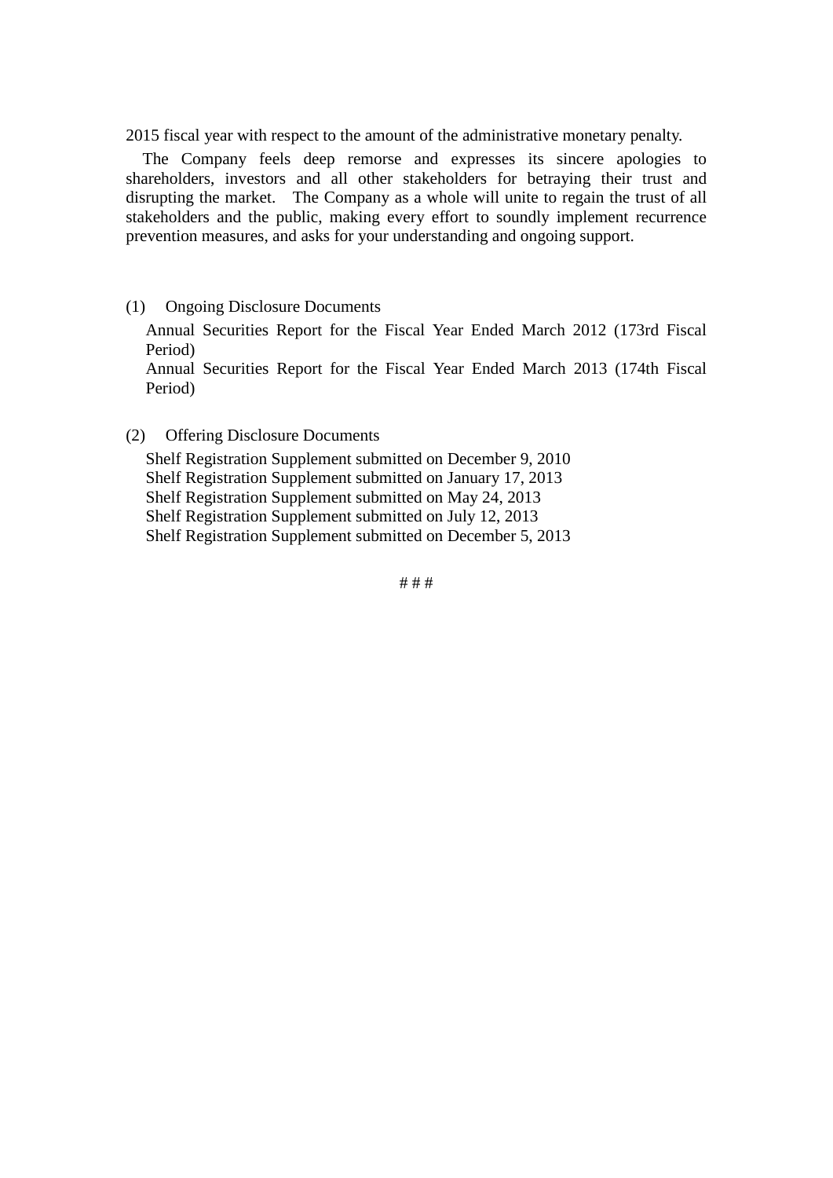2015 fiscal year with respect to the amount of the administrative monetary penalty.

The Company feels deep remorse and expresses its sincere apologies to shareholders, investors and all other stakeholders for betraying their trust and disrupting the market. The Company as a whole will unite to regain the trust of all stakeholders and the public, making every effort to soundly implement recurrence prevention measures, and asks for your understanding and ongoing support.

(1) Ongoing Disclosure Documents

Annual Securities Report for the Fiscal Year Ended March 2012 (173rd Fiscal Period)
Annual Securities Report for the Fiscal Year Ended March 2013 (174th Fiscal Period)

(2) Offering Disclosure Documents

Shelf Registration Supplement submitted on December 9, 2010
Shelf Registration Supplement submitted on January 17, 2013
Shelf Registration Supplement submitted on May 24, 2013
Shelf Registration Supplement submitted on July 12, 2013
Shelf Registration Supplement submitted on December 5, 2013

# # #